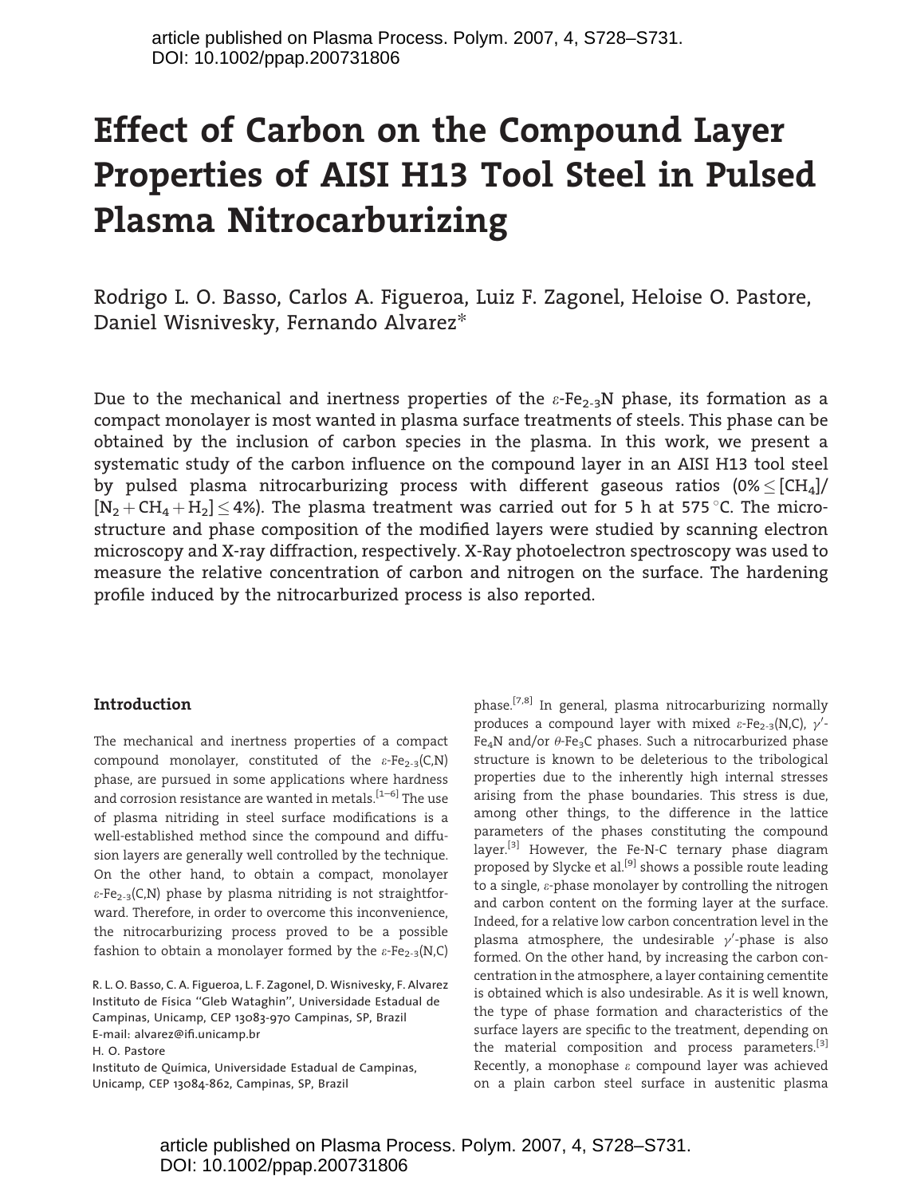# Effect of Carbon on the Compound Layer Properties of AISI H13 Tool Steel in Pulsed Plasma Nitrocarburizing

Rodrigo L. O. Basso, Carlos A. Figueroa, Luiz F. Zagonel, Heloise O. Pastore, Daniel Wisnivesky, Fernando Alvarez*

Due to the mechanical and inertness properties of the $\varepsilon$-$Fe_{2\text{-}3}N$ phase, its formation as a compact monolayer is most wanted in plasma surface treatments of steels. This phase can be obtained by the inclusion of carbon species in the plasma. In this work, we present a systematic study of the carbon influence on the compound layer in an AISI H13 tool steel by pulsed plasma nitrocarburizing process with different gaseous ratios ($0\% \leq [CH_4]/[N_2 + CH_4 + H_2] \leq 4\%$). The plasma treatment was carried out for 5 h at 575 °C. The microstructure and phase composition of the modified layers were studied by scanning electron microscopy and X-ray diffraction, respectively. X-Ray photoelectron spectroscopy was used to measure the relative concentration of carbon and nitrogen on the surface. The hardening profile induced by the nitrocarburized process is also reported.

## Introduction

The mechanical and inertness properties of a compact compound monolayer, constituted of the $\varepsilon$-$Fe_{2\text{-}3}(C,N)$ phase, are pursued in some applications where hardness and corrosion resistance are wanted in metals.[1–6] The use of plasma nitriding in steel surface modifications is a well-established method since the compound and diffusion layers are generally well controlled by the technique. On the other hand, to obtain a compact, monolayer $\varepsilon$-$Fe_{2\text{-}3}(C,N)$ phase by plasma nitriding is not straightforward. Therefore, in order to overcome this inconvenience, the nitrocarburizing process proved to be a possible fashion to obtain a monolayer formed by the $\varepsilon$-$Fe_{2\text{-}3}(N,C)$ phase.[7,8] In general, plasma nitrocarburizing normally produces a compound layer with mixed $\varepsilon$-$Fe_{2\text{-}3}(N,C)$, $\gamma'$-$Fe_4N$ and/or $\theta$-$Fe_3C$ phases. Such a nitrocarburized phase structure is known to be deleterious to the tribological properties due to the inherently high internal stresses arising from the phase boundaries. This stress is due, among other things, to the difference in the lattice parameters of the phases constituting the compound layer.[3] However, the Fe-N-C ternary phase diagram proposed by Slycke et al.[9] shows a possible route leading to a single, $\varepsilon$-phase monolayer by controlling the nitrogen and carbon content on the forming layer at the surface. Indeed, for a relative low carbon concentration level in the plasma atmosphere, the undesirable $\gamma'$-phase is also formed. On the other hand, by increasing the carbon concentration in the atmosphere, a layer containing cementite is obtained which is also undesirable. As it is well known, the type of phase formation and characteristics of the surface layers are specific to the treatment, depending on the material composition and process parameters.[3] Recently, a monophase $\varepsilon$ compound layer was achieved on a plain carbon steel surface in austenitic plasma

R. L. O. Basso, C. A. Figueroa, L. F. Zagonel, D. Wisnivesky, F. Alvarez
Instituto de Física "Gleb Wataghin", Universidade Estadual de Campinas, Unicamp, CEP 13083-970 Campinas, SP, Brazil
E-mail: alvarez@ifi.unicamp.br
H. O. Pastore
Instituto de Química, Universidade Estadual de Campinas, Unicamp, CEP 13084-862, Campinas, SP, Brazil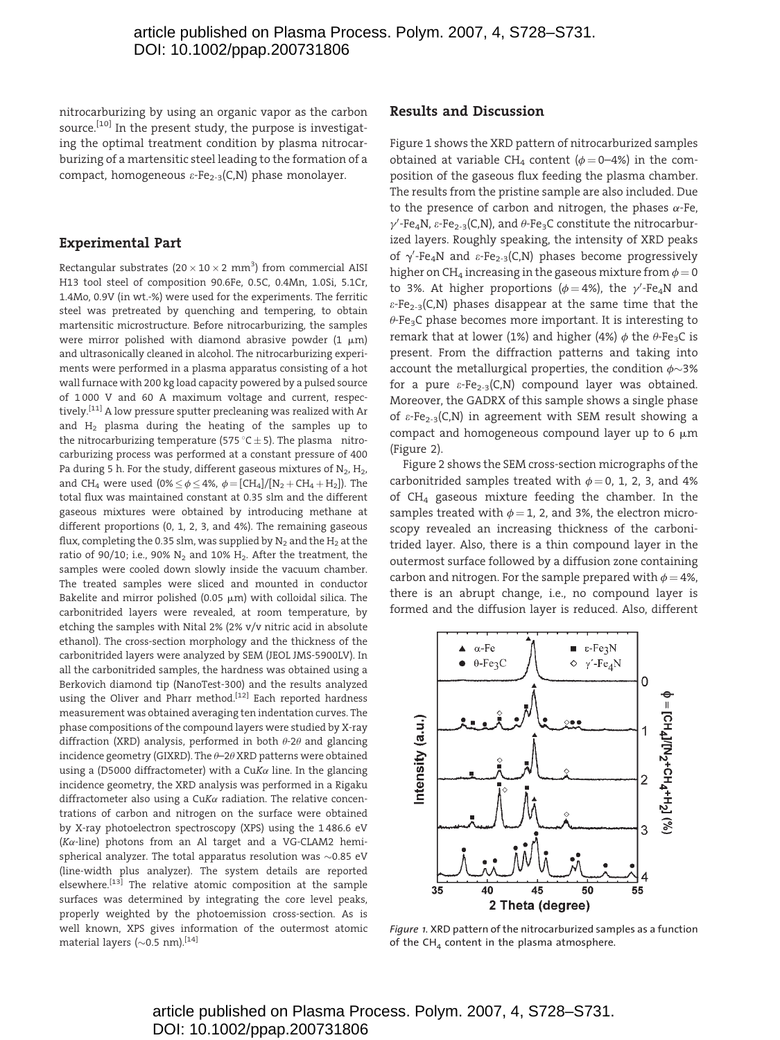nitrocarburizing by using an organic vapor as the carbon source.[10] In the present study, the purpose is investigating the optimal treatment condition by plasma nitrocarburizing of a martensitic steel leading to the formation of a compact, homogeneous ε-$Fe_{2-3}$(C,N) phase monolayer.

## Experimental Part

Rectangular substrates (20 × 10 × 2 $mm^3$) from commercial AISI H13 tool steel of composition 90.6Fe, 0.5C, 0.4Mn, 1.0Si, 5.1Cr, 1.4Mo, 0.9V (in wt.-%) were used for the experiments. The ferritic steel was pretreated by quenching and tempering, to obtain martensitic microstructure. Before nitrocarburizing, the samples were mirror polished with diamond abrasive powder (1 μm) and ultrasonically cleaned in alcohol. The nitrocarburizing experiments were performed in a plasma apparatus consisting of a hot wall furnace with 200 kg load capacity powered by a pulsed source of 1 000 V and 60 A maximum voltage and current, respectively.[11] A low pressure sputter precleaning was realized with Ar and $H_2$ plasma during the heating of the samples up to the nitrocarburizing temperature (575 °C ± 5). The plasma nitrocarburizing process was performed at a constant pressure of 400 Pa during 5 h. For the study, different gaseous mixtures of $N_2$, $H_2$, and $CH_4$ were used ($0\% \leq \phi \leq 4\%$, $\phi = [CH_4]/[N_2 + CH_4 + H_2]$). The total flux was maintained constant at 0.35 slm and the different gaseous mixtures were obtained by introducing methane at different proportions (0, 1, 2, 3, and 4%). The remaining gaseous flux, completing the 0.35 slm, was supplied by $N_2$ and the $H_2$ at the ratio of 90/10; i.e., 90% $N_2$ and 10% $H_2$. After the treatment, the samples were cooled down slowly inside the vacuum chamber. The treated samples were sliced and mounted in conductor Bakelite and mirror polished (0.05 μm) with colloidal silica. The carbonitrided layers were revealed, at room temperature, by etching the samples with Nital 2% (2% v/v nitric acid in absolute ethanol). The cross-section morphology and the thickness of the carbonitrided layers were analyzed by SEM (JEOL JMS-5900LV). In all the carbonitrided samples, the hardness was obtained using a Berkovich diamond tip (NanoTest-300) and the results analyzed using the Oliver and Pharr method.[12] Each reported hardness measurement was obtained averaging ten indentation curves. The phase compositions of the compound layers were studied by X-ray diffraction (XRD) analysis, performed in both θ-2θ and glancing incidence geometry (GIXRD). The θ–2θ XRD patterns were obtained using a (D5000 diffractometer) with a Cu*K*α line. In the glancing incidence geometry, the XRD analysis was performed in a Rigaku diffractometer also using a Cu*K*α radiation. The relative concentrations of carbon and nitrogen on the surface were obtained by X-ray photoelectron spectroscopy (XPS) using the 1 486.6 eV (*K*α-line) photons from an Al target and a VG-CLAM2 hemispherical analyzer. The total apparatus resolution was ~0.85 eV (line-width plus analyzer). The system details are reported elsewhere.[13] The relative atomic composition at the sample surfaces was determined by integrating the core level peaks, properly weighted by the photoemission cross-section. As is well known, XPS gives information of the outermost atomic material layers (~0.5 nm).[14]

## Results and Discussion

Figure 1 shows the XRD pattern of nitrocarburized samples obtained at variable $CH_4$ content ($\phi = 0$–4%) in the composition of the gaseous flux feeding the plasma chamber. The results from the pristine sample are also included. Due to the presence of carbon and nitrogen, the phases α-Fe, γ′-$Fe_4N$, ε-$Fe_{2-3}$(C,N), and θ-$Fe_3C$ constitute the nitrocarburized layers. Roughly speaking, the intensity of XRD peaks of γ′-$Fe_4N$ and ε-$Fe_{2-3}$(C,N) phases become progressively higher on $CH_4$ increasing in the gaseous mixture from $\phi = 0$ to 3%. At higher proportions ($\phi = 4\%$), the γ′-$Fe_4N$ and ε-$Fe_{2-3}$(C,N) phases disappear at the same time that the θ-$Fe_3C$ phase becomes more important. It is interesting to remark that at lower (1%) and higher (4%) $\phi$ the θ-$Fe_3C$ is present. From the diffraction patterns and taking into account the metallurgical properties, the condition $\phi \sim 3\%$ for a pure ε-$Fe_{2-3}$(C,N) compound layer was obtained. Moreover, the GADRX of this sample shows a single phase of ε-$Fe_{2-3}$(C,N) in agreement with SEM result showing a compact and homogeneous compound layer up to 6 μm (Figure 2).

Figure 2 shows the SEM cross-section micrographs of the carbonitrided samples treated with $\phi = 0$, 1, 2, 3, and 4% of $CH_4$ gaseous mixture feeding the chamber. In the samples treated with $\phi = 1$, 2, and 3%, the electron microscopy revealed an increasing thickness of the carbonitrided layer. Also, there is a thin compound layer in the outermost surface followed by a diffusion zone containing carbon and nitrogen. For the sample prepared with $\phi = 4\%$, there is an abrupt change, i.e., no compound layer is formed and the diffusion layer is reduced. Also, different

*Figure 1.* XRD pattern of the nitrocarburized samples as a function of the $CH_4$ content in the plasma atmosphere.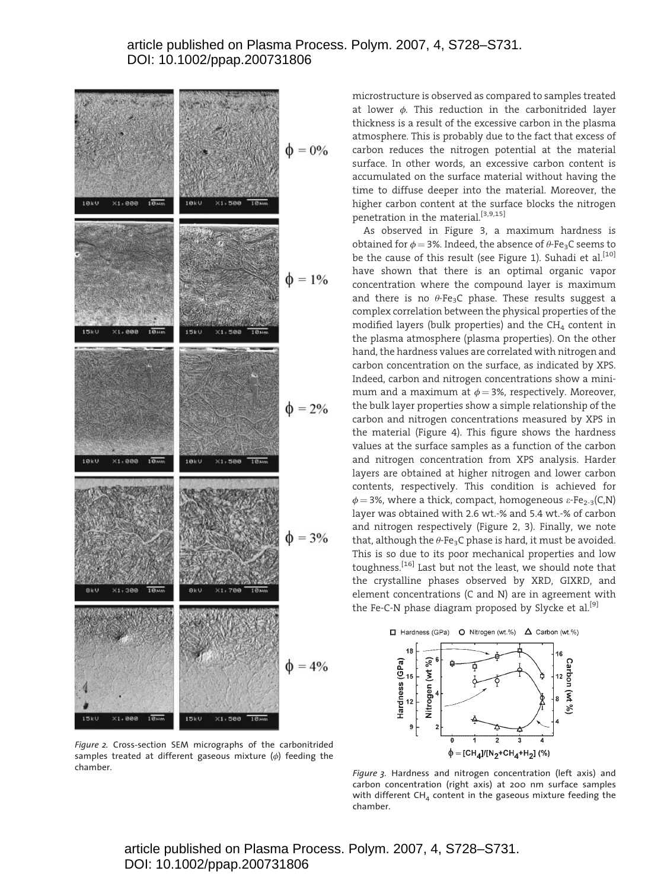microstructure is observed as compared to samples treated at lower $\phi$. This reduction in the carbonitrided layer thickness is a result of the excessive carbon in the plasma atmosphere. This is probably due to the fact that excess of carbon reduces the nitrogen potential at the material surface. In other words, an excessive carbon content is accumulated on the surface material without having the time to diffuse deeper into the material. Moreover, the higher carbon content at the surface blocks the nitrogen penetration in the material.[3,9,15]

As observed in Figure 3, a maximum hardness is obtained for $\phi = 3\%$. Indeed, the absence of $\theta$-$Fe_3C$ seems to be the cause of this result (see Figure 1). Suhadi et al.[10] have shown that there is an optimal organic vapor concentration where the compound layer is maximum and there is no $\theta$-$Fe_3C$ phase. These results suggest a complex correlation between the physical properties of the modified layers (bulk properties) and the $CH_4$ content in the plasma atmosphere (plasma properties). On the other hand, the hardness values are correlated with nitrogen and carbon concentration on the surface, as indicated by XPS. Indeed, carbon and nitrogen concentrations show a minimum and a maximum at $\phi = 3\%$, respectively. Moreover, the bulk layer properties show a simple relationship of the carbon and nitrogen concentrations measured by XPS in the material (Figure 4). This figure shows the hardness values at the surface samples as a function of the carbon and nitrogen concentration from XPS analysis. Harder layers are obtained at higher nitrogen and lower carbon contents, respectively. This condition is achieved for $\phi = 3\%$, where a thick, compact, homogeneous $\varepsilon$-$Fe_{2\text{-}3}(C,N)$ layer was obtained with 2.6 wt.-% and 5.4 wt.-% of carbon and nitrogen respectively (Figure 2, 3). Finally, we note that, although the $\theta$-$Fe_3C$ phase is hard, it must be avoided. This is so due to its poor mechanical properties and low toughness.[16] Last but not the least, we should note that the crystalline phases observed by XRD, GIXRD, and element concentrations (C and N) are in agreement with the Fe-C-N phase diagram proposed by Slycke et al.[9]

*Figure 2.* Cross-section SEM micrographs of the carbonitrided samples treated at different gaseous mixture ($\phi$) feeding the chamber.

*Figure 3.* Hardness and nitrogen concentration (left axis) and carbon concentration (right axis) at 200 nm surface samples with different $CH_4$ content in the gaseous mixture feeding the chamber.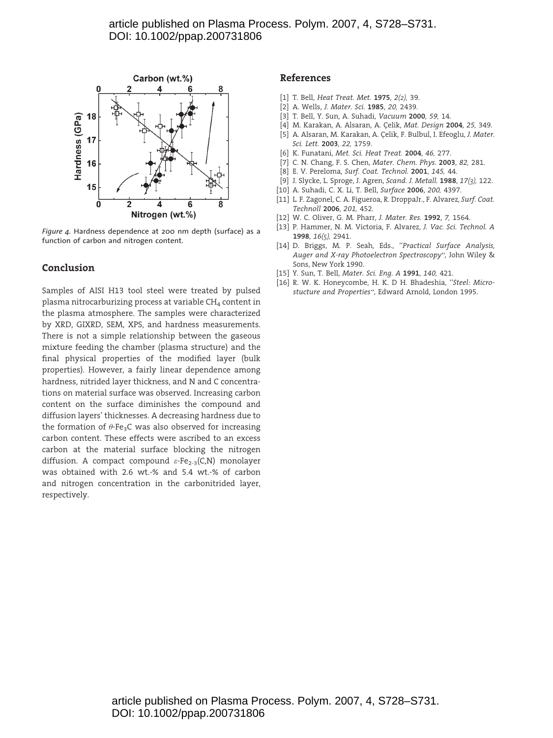Carbon (wt.%)

0 2 4 6 8

Hardness (GPa)

18

17

16

15

0 2 4 6 8

Nitrogen (wt.%)

*Figure 4.* Hardness dependence at 200 nm depth (surface) as a function of carbon and nitrogen content.

## Conclusion

Samples of AISI H13 tool steel were treated by pulsed plasma nitrocarburizing process at variable $CH_4$ content in the plasma atmosphere. The samples were characterized by XRD, GIXRD, SEM, XPS, and hardness measurements. There is not a simple relationship between the gaseous mixture feeding the chamber (plasma structure) and the final physical properties of the modified layer (bulk properties). However, a fairly linear dependence among hardness, nitrided layer thickness, and N and C concentrations on material surface was observed. Increasing carbon content on the surface diminishes the compound and diffusion layers' thicknesses. A decreasing hardness due to the formation of $\theta$-$Fe_3C$ was also observed for increasing carbon content. These effects were ascribed to an excess carbon at the material surface blocking the nitrogen diffusion. A compact compound $\varepsilon$-$Fe_{2-3}$(C,N) monolayer was obtained with 2.6 wt.-% and 5.4 wt.-% of carbon and nitrogen concentration in the carbonitrided layer, respectively.

## References

[1] T. Bell, *Heat Treat. Met.* **1975**, *2(2),* 39.
[2] A. Wells, *J. Mater. Sci.* **1985**, *20,* 2439.
[3] T. Bell, Y. Sun, A. Suhadi, *Vacuum* **2000**, *59,* 14.
[4] M. Karakan, A. Alsaran, A. Çelik, *Mat. Design* **2004**, *25,* 349.
[5] A. Alsaran, M. Karakan, A. Çelik, F. Bulbul, I. Efeoglu, *J. Mater. Sci. Lett.* **2003**, *22,* 1759.
[6] K. Funatani, *Met. Sci. Heat Treat.* **2004**, *46,* 277.
[7] C. N. Chang, F. S. Chen, *Mater. Chem. Phys.* **2003**, *82,* 281.
[8] E. V. Pereloma, *Surf. Coat. Technol.* **2001**, *145,* 44.
[9] J. Slycke, L. Sproge, J. Agren, *Scand. J. Metall.* **1988**, *17(3),* 122.
[10] A. Suhadi, C. X. Li, T. Bell, *Surface* **2006**, *200,* 4397.
[11] L. F. Zagonel, C. A. Figueroa, R. DroppaJr., F. Alvarez, *Surf. Coat. Technoll* **2006**, *201,* 452.
[12] W. C. Oliver, G. M. Pharr, *J. Mater. Res.* **1992**, *7,* 1564.
[13] P. Hammer, N. M. Victoria, F. Alvarez, *J. Vac. Sci. Technol. A* **1998**, *16(5),* 2941.
[14] D. Briggs, M. P. Seah, Eds., *"Practical Surface Analysis, Auger and X-ray Photoelectron Spectroscopy"*, John Wiley & Sons, New York 1990.
[15] Y. Sun, T. Bell, *Mater. Sci. Eng. A* **1991**, *140,* 421.
[16] R. W. K. Honeycombe, H. K. D H. Bhadeshia, *"Steel: Microstucture and Properties"*, Edward Arnold, London 1995.